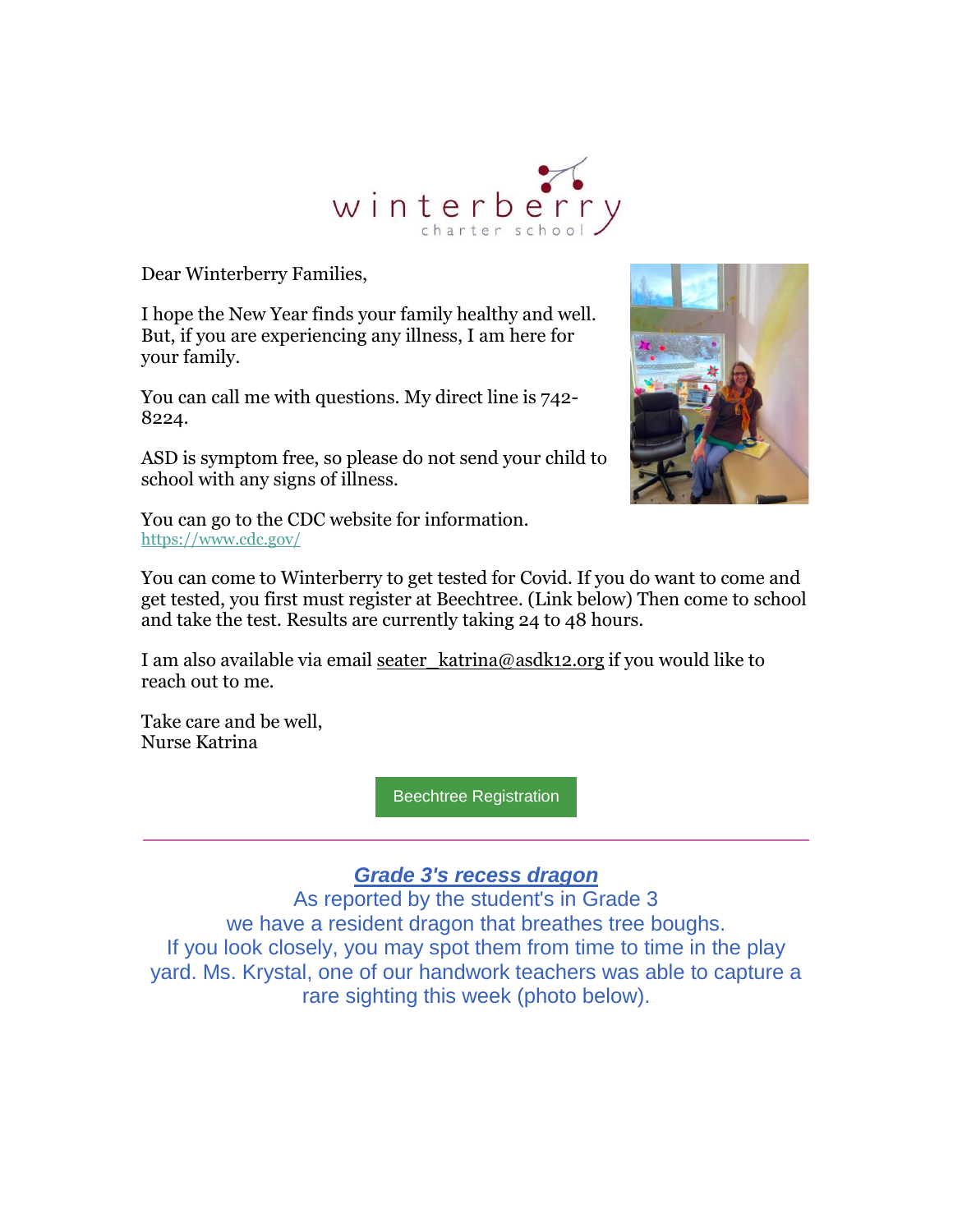winterberry charter school

Dear Winterberry Families,

I hope the New Year finds your family healthy and well. But, if you are experiencing any illness, I am here for your family.

You can call me with questions. My direct line is 742-8224.

ASD is symptom free, so please do not send your child to school with any signs of illness.

You can go to the CDC website for information.
https://www.cdc.gov/

You can come to Winterberry to get tested for Covid. If you do want to come and get tested, you first must register at Beechtree. (Link below) Then come to school and take the test. Results are currently taking 24 to 48 hours.

I am also available via email seater_katrina@asdk12.org if you would like to reach out to me.

Take care and be well,
Nurse Katrina

Beechtree Registration

---

## ***Grade 3's recess dragon***

As reported by the student's in Grade 3
we have a resident dragon that breathes tree boughs.
If you look closely, you may spot them from time to time in the play yard. Ms. Krystal, one of our handwork teachers was able to capture a rare sighting this week (photo below).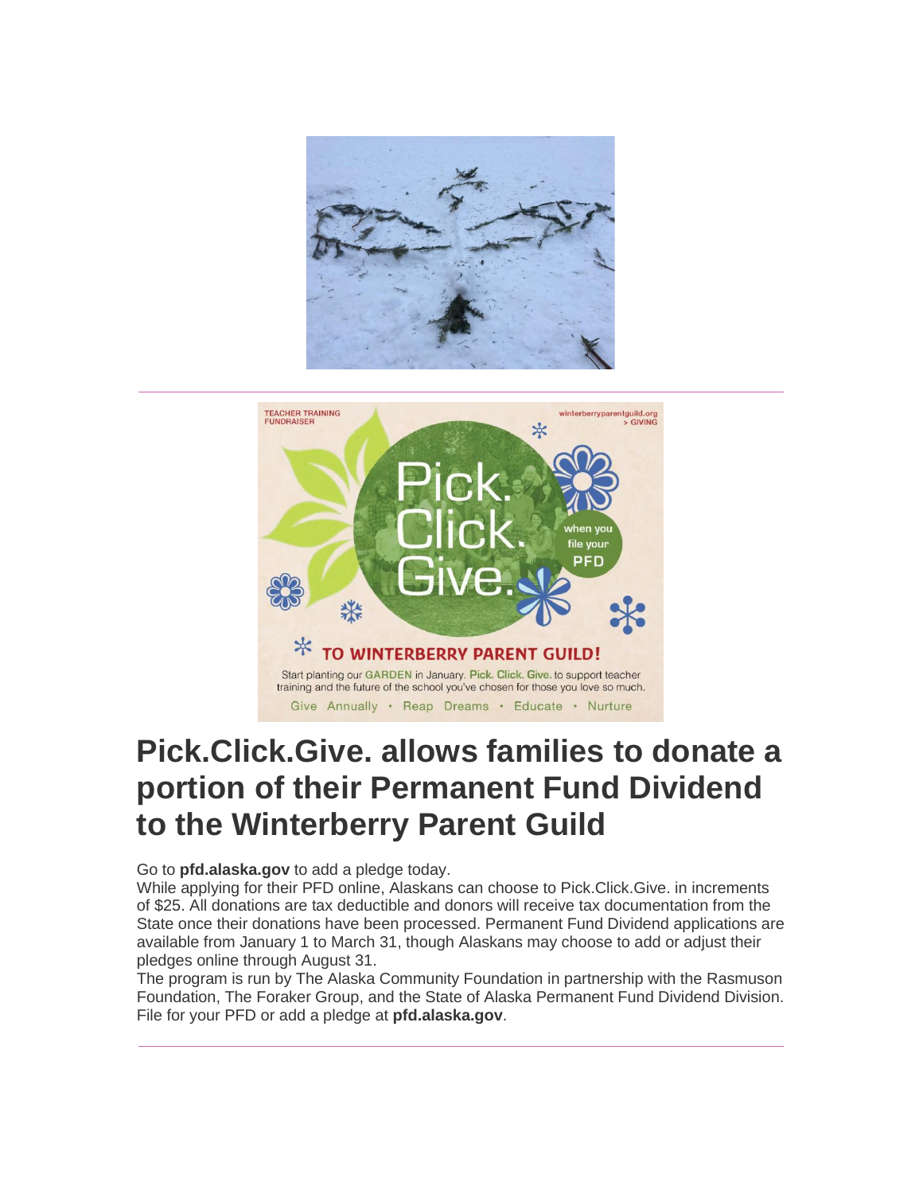TEACHER TRAINING FUNDRAISER

winterberryparentguild.org > GIVING

Pick. Click. Give.

when you file your PFD

TO WINTERBERRY PARENT GUILD!

Start planting our GARDEN in January. Pick. Click. Give. to support teacher training and the future of the school you've chosen for those you love so much.

Give Annually • Reap Dreams • Educate • Nurture

---

# Pick.Click.Give. allows families to donate a portion of their Permanent Fund Dividend to the Winterberry Parent Guild

Go to **pfd.alaska.gov** to add a pledge today.

While applying for their PFD online, Alaskans can choose to Pick.Click.Give. in increments of $25. All donations are tax deductible and donors will receive tax documentation from the State once their donations have been processed. Permanent Fund Dividend applications are available from January 1 to March 31, though Alaskans may choose to add or adjust their pledges online through August 31.

The program is run by The Alaska Community Foundation in partnership with the Rasmuson Foundation, The Foraker Group, and the State of Alaska Permanent Fund Dividend Division. File for your PFD or add a pledge at **pfd.alaska.gov**.

---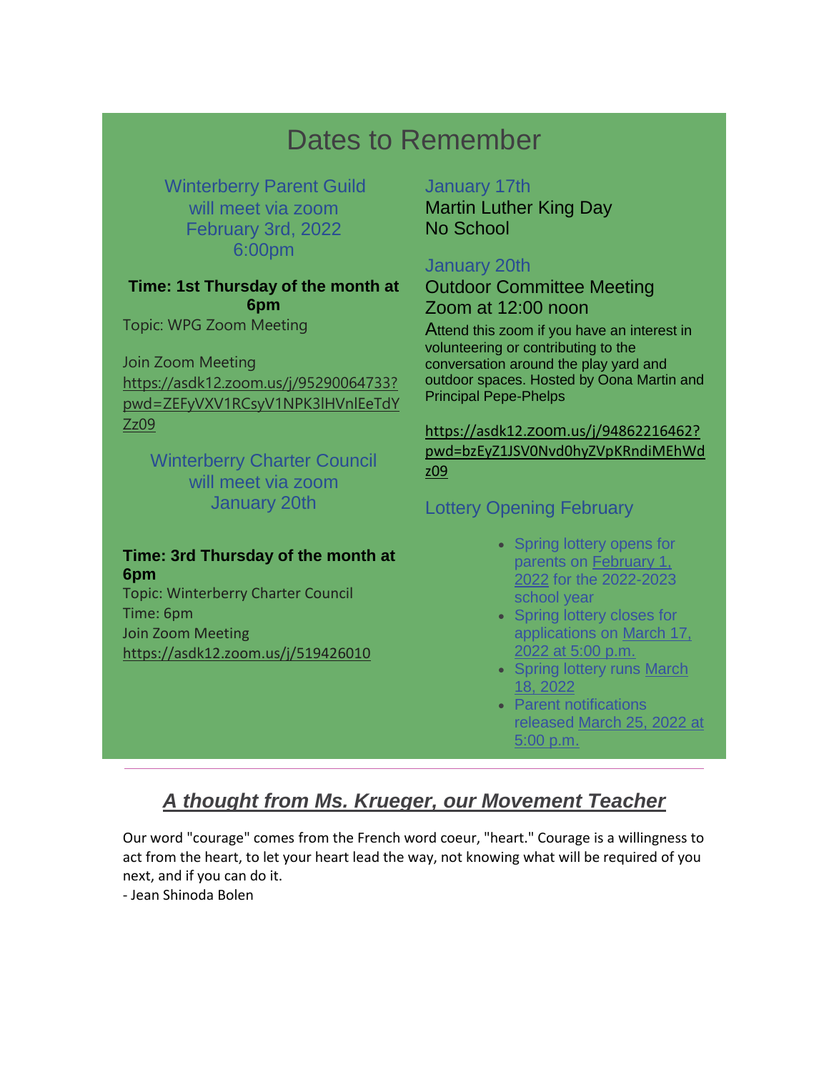# Dates to Remember

Winterberry Parent Guild
will meet via zoom
February 3rd, 2022
6:00pm

**Time: 1st Thursday of the month at 6pm**

Topic: WPG Zoom Meeting

Join Zoom Meeting
https://asdk12.zoom.us/j/95290064733?pwd=ZEFyVXV1RCsyV1NPK3lHVnlEeTdYZz09

Winterberry Charter Council
will meet via zoom
January 20th

**Time: 3rd Thursday of the month at 6pm**

Topic: Winterberry Charter Council
Time: 6pm
Join Zoom Meeting
https://asdk12.zoom.us/j/519426010

January 17th
Martin Luther King Day
No School

January 20th
Outdoor Committee Meeting
Zoom at 12:00 noon

Attend this zoom if you have an interest in volunteering or contributing to the conversation around the play yard and outdoor spaces. Hosted by Oona Martin and Principal Pepe-Phelps

https://asdk12.zoom.us/j/94862216462?pwd=bzEyZ1JSV0Nvd0hyZVpKRndiMEhWdz09

Lottery Opening February

- Spring lottery opens for parents on February 1, 2022 for the 2022-2023 school year
- Spring lottery closes for applications on March 17, 2022 at 5:00 p.m.
- Spring lottery runs March 18, 2022
- Parent notifications released March 25, 2022 at 5:00 p.m.

---

## *A thought from Ms. Krueger, our Movement Teacher*

Our word "courage" comes from the French word coeur, "heart." Courage is a willingness to act from the heart, to let your heart lead the way, not knowing what will be required of you next, and if you can do it.
- Jean Shinoda Bolen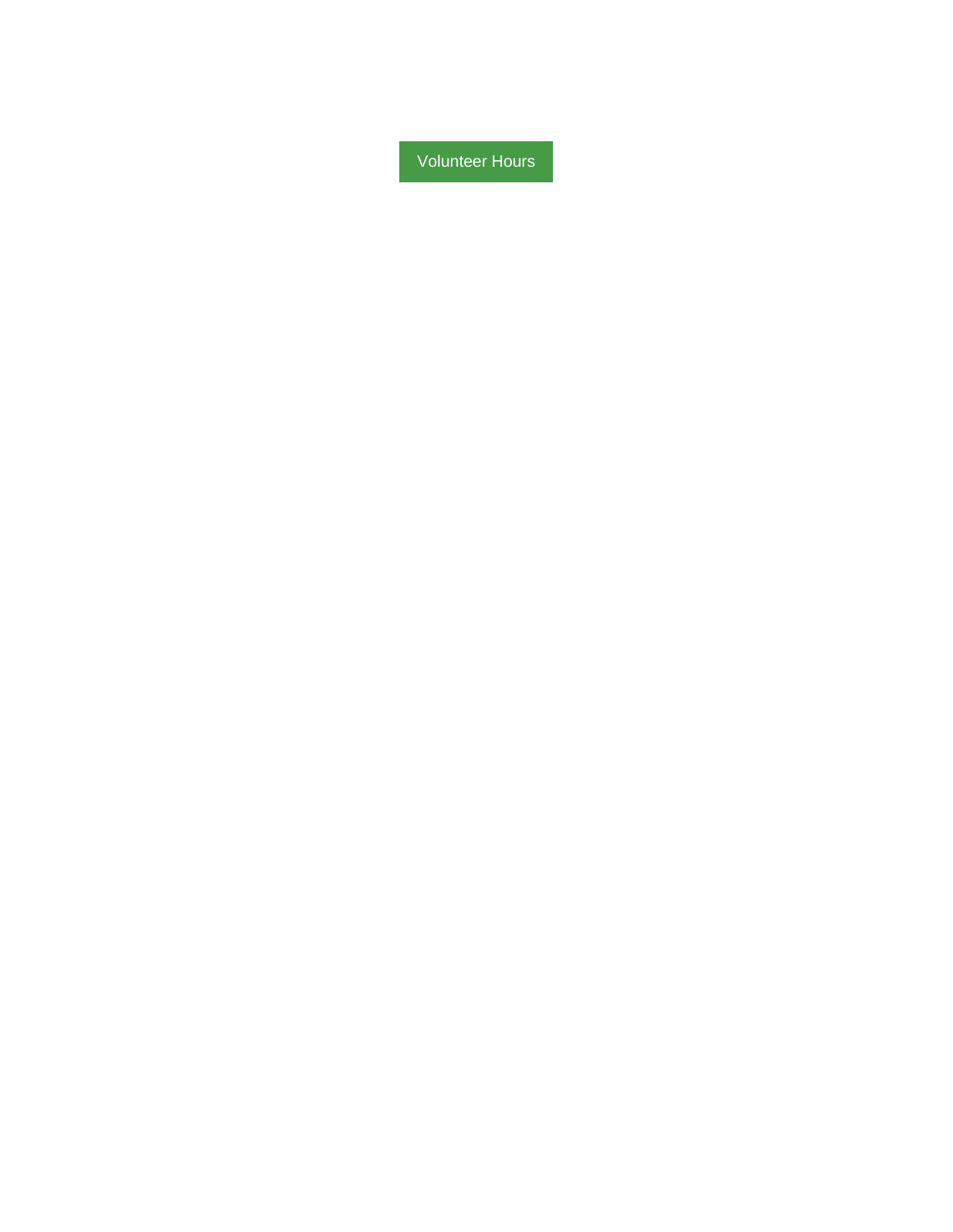Volunteer Hours